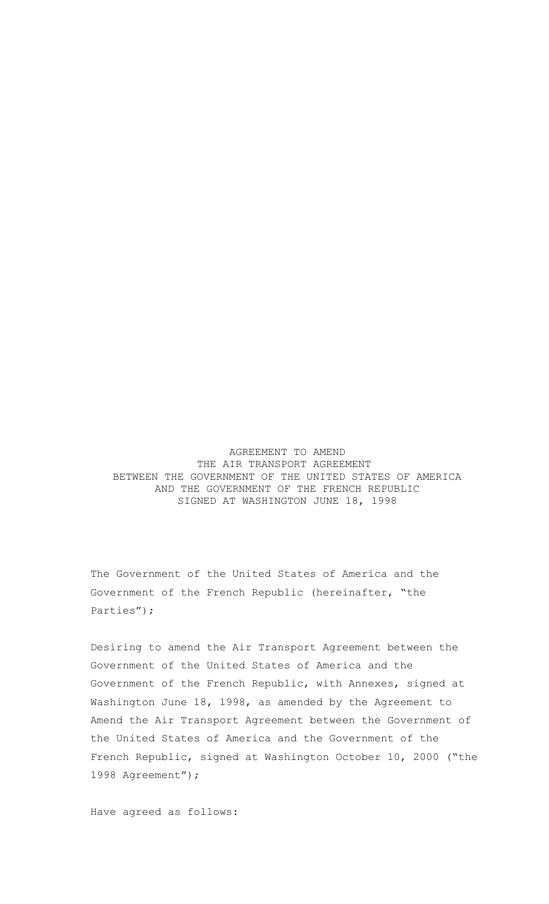# AGREEMENT TO AMEND THE AIR TRANSPORT AGREEMENT BETWEEN THE GOVERNMENT OF THE UNITED STATES OF AMERICA AND THE GOVERNMENT OF THE FRENCH REPUBLIC SIGNED AT WASHINGTON JUNE 18, 1998

The Government of the United States of America and the Government of the French Republic (hereinafter, "the Parties");

Desiring to amend the Air Transport Agreement between the Government of the United States of America and the Government of the French Republic, with Annexes, signed at Washington June 18, 1998, as amended by the Agreement to Amend the Air Transport Agreement between the Government of the United States of America and the Government of the French Republic, signed at Washington October 10, 2000 ("the 1998 Agreement");

Have agreed as follows: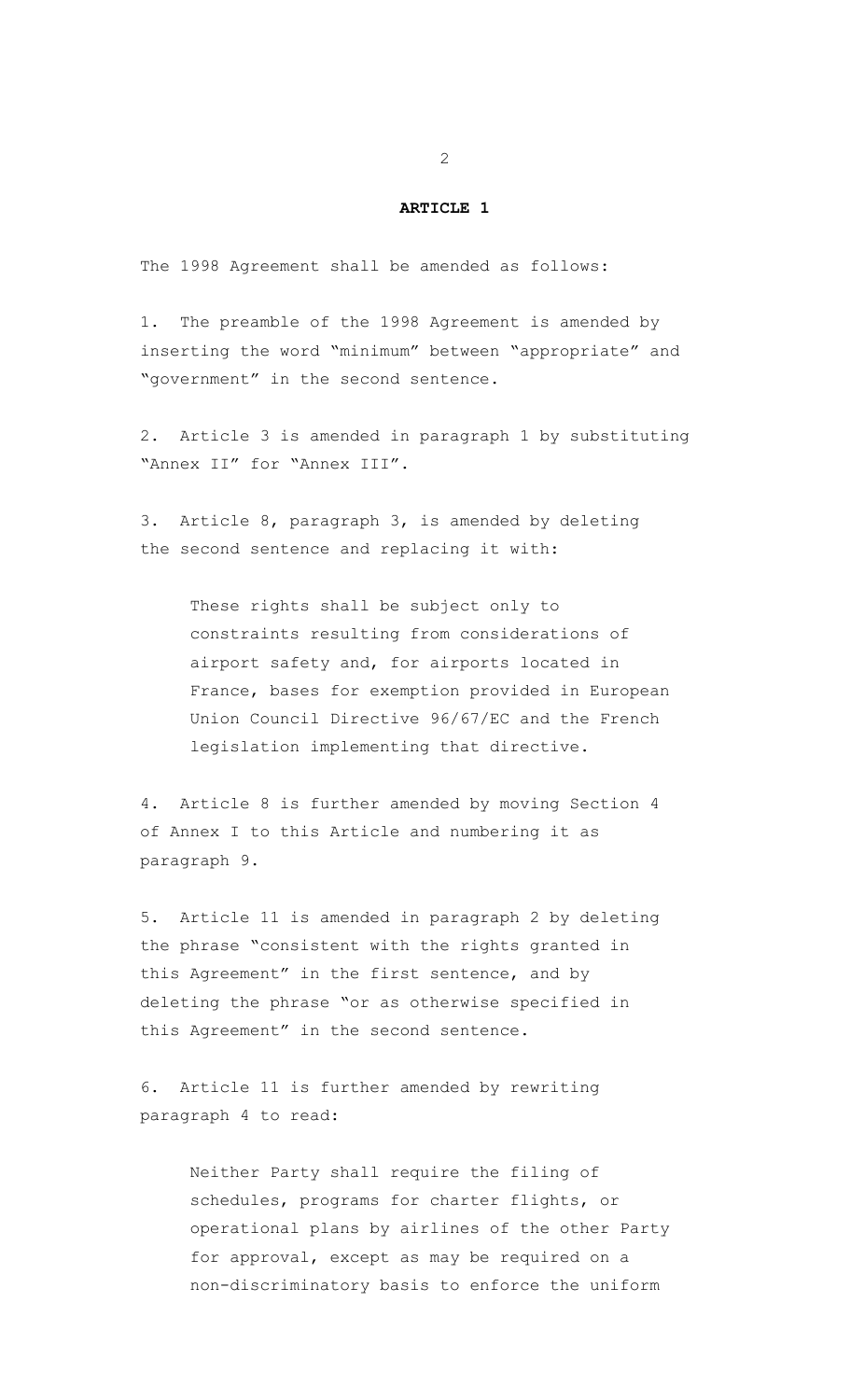**ARTICLE 1**

The 1998 Agreement shall be amended as follows:

1. The preamble of the 1998 Agreement is amended by inserting the word "minimum" between "appropriate" and "government" in the second sentence.

2. Article 3 is amended in paragraph 1 by substituting "Annex II" for "Annex III".

3. Article 8, paragraph 3, is amended by deleting the second sentence and replacing it with:

> These rights shall be subject only to constraints resulting from considerations of airport safety and, for airports located in France, bases for exemption provided in European Union Council Directive 96/67/EC and the French legislation implementing that directive.

4. Article 8 is further amended by moving Section 4 of Annex I to this Article and numbering it as paragraph 9.

5. Article 11 is amended in paragraph 2 by deleting the phrase "consistent with the rights granted in this Agreement" in the first sentence, and by deleting the phrase "or as otherwise specified in this Agreement" in the second sentence.

6. Article 11 is further amended by rewriting paragraph 4 to read:

> Neither Party shall require the filing of schedules, programs for charter flights, or operational plans by airlines of the other Party for approval, except as may be required on a non-discriminatory basis to enforce the uniform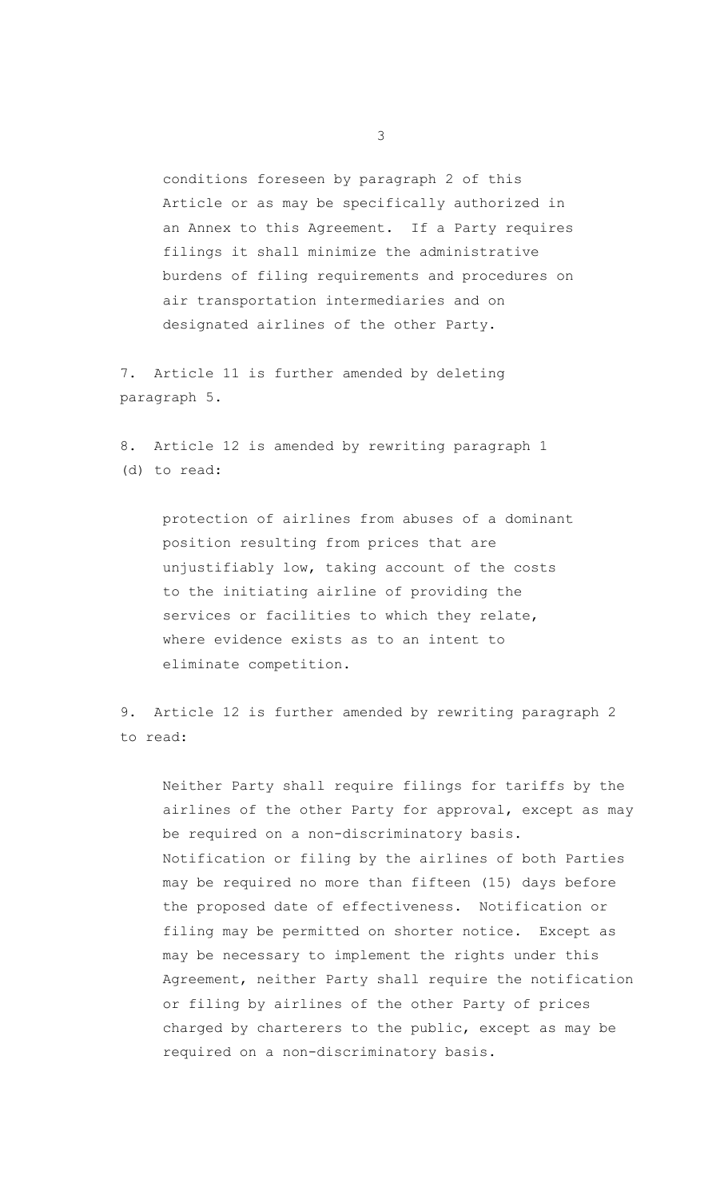conditions foreseen by paragraph 2 of this Article or as may be specifically authorized in an Annex to this Agreement. If a Party requires filings it shall minimize the administrative burdens of filing requirements and procedures on air transportation intermediaries and on designated airlines of the other Party.

7. Article 11 is further amended by deleting paragraph 5.

8. Article 12 is amended by rewriting paragraph 1 (d) to read:

> protection of airlines from abuses of a dominant position resulting from prices that are unjustifiably low, taking account of the costs to the initiating airline of providing the services or facilities to which they relate, where evidence exists as to an intent to eliminate competition.

9. Article 12 is further amended by rewriting paragraph 2 to read:

> Neither Party shall require filings for tariffs by the airlines of the other Party for approval, except as may be required on a non-discriminatory basis. Notification or filing by the airlines of both Parties may be required no more than fifteen (15) days before the proposed date of effectiveness. Notification or filing may be permitted on shorter notice. Except as may be necessary to implement the rights under this Agreement, neither Party shall require the notification or filing by airlines of the other Party of prices charged by charterers to the public, except as may be required on a non-discriminatory basis.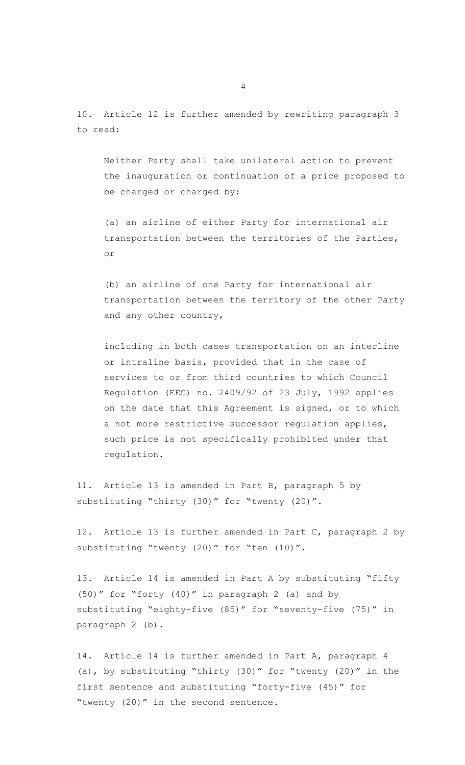10. Article 12 is further amended by rewriting paragraph 3 to read:

> Neither Party shall take unilateral action to prevent the inauguration or continuation of a price proposed to be charged or charged by:
>
> (a) an airline of either Party for international air transportation between the territories of the Parties, or
>
> (b) an airline of one Party for international air transportation between the territory of the other Party and any other country,
>
> including in both cases transportation on an interline or intraline basis, provided that in the case of services to or from third countries to which Council Regulation (EEC) no. 2409/92 of 23 July, 1992 applies on the date that this Agreement is signed, or to which a not more restrictive successor regulation applies, such price is not specifically prohibited under that regulation.

11. Article 13 is amended in Part B, paragraph 5 by substituting "thirty (30)" for "twenty (20)".

12. Article 13 is further amended in Part C, paragraph 2 by substituting "twenty (20)" for "ten (10)".

13. Article 14 is amended in Part A by substituting "fifty (50)" for "forty (40)" in paragraph 2 (a) and by substituting "eighty-five (85)" for "seventy-five (75)" in paragraph 2 (b).

14. Article 14 is further amended in Part A, paragraph 4 (a), by substituting "thirty (30)" for "twenty (20)" in the first sentence and substituting "forty-five (45)" for "twenty (20)" in the second sentence.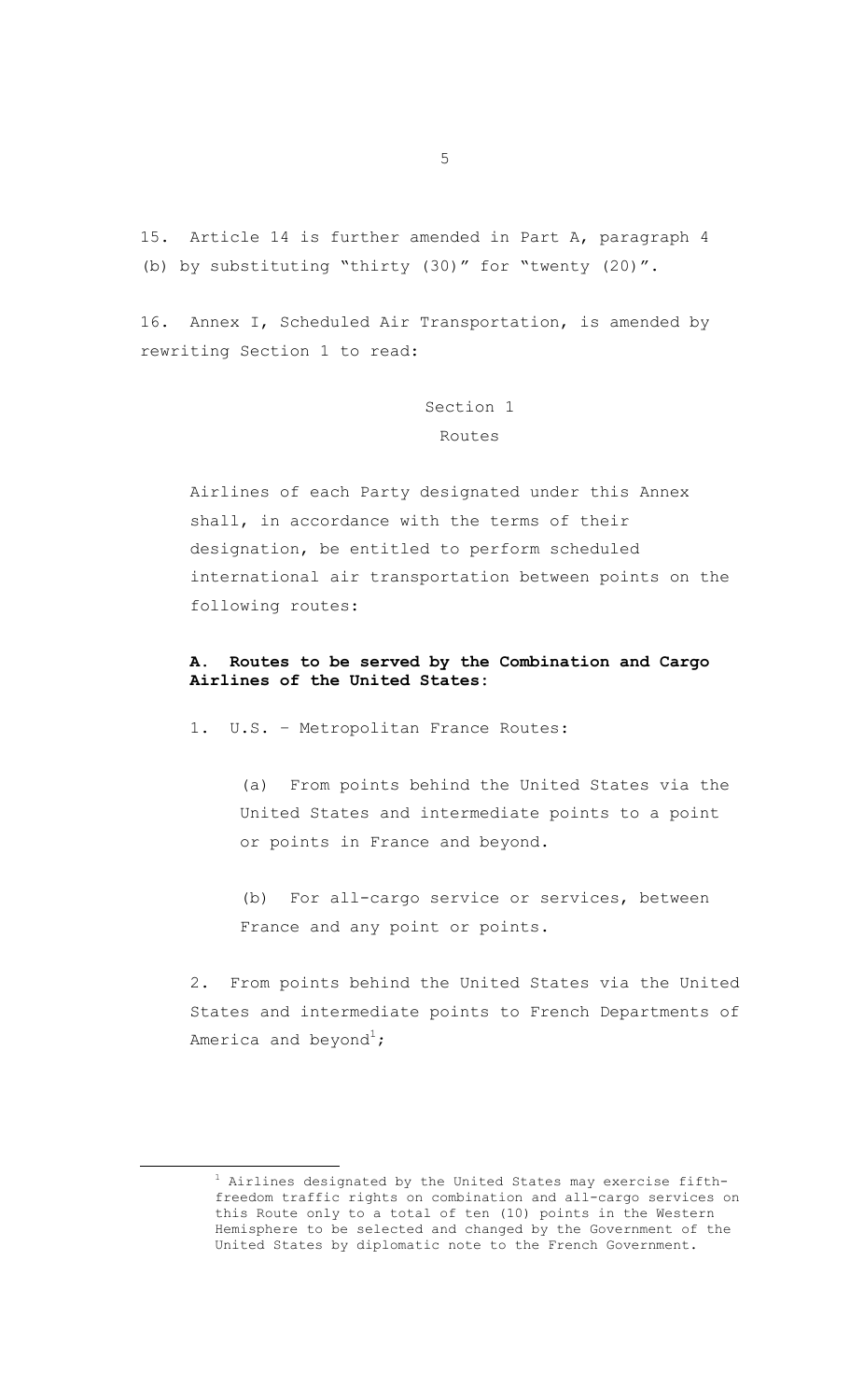15. Article 14 is further amended in Part A, paragraph 4 (b) by substituting "thirty (30)" for "twenty (20)".

16. Annex I, Scheduled Air Transportation, is amended by rewriting Section 1 to read:

Section 1

Routes

Airlines of each Party designated under this Annex shall, in accordance with the terms of their designation, be entitled to perform scheduled international air transportation between points on the following routes:

**A. Routes to be served by the Combination and Cargo Airlines of the United States:**

1. U.S. – Metropolitan France Routes:

(a) From points behind the United States via the United States and intermediate points to a point or points in France and beyond.

(b) For all-cargo service or services, between France and any point or points.

2. From points behind the United States via the United States and intermediate points to French Departments of America and beyond[1];

[1] Airlines designated by the United States may exercise fifth-freedom traffic rights on combination and all-cargo services on this Route only to a total of ten (10) points in the Western Hemisphere to be selected and changed by the Government of the United States by diplomatic note to the French Government.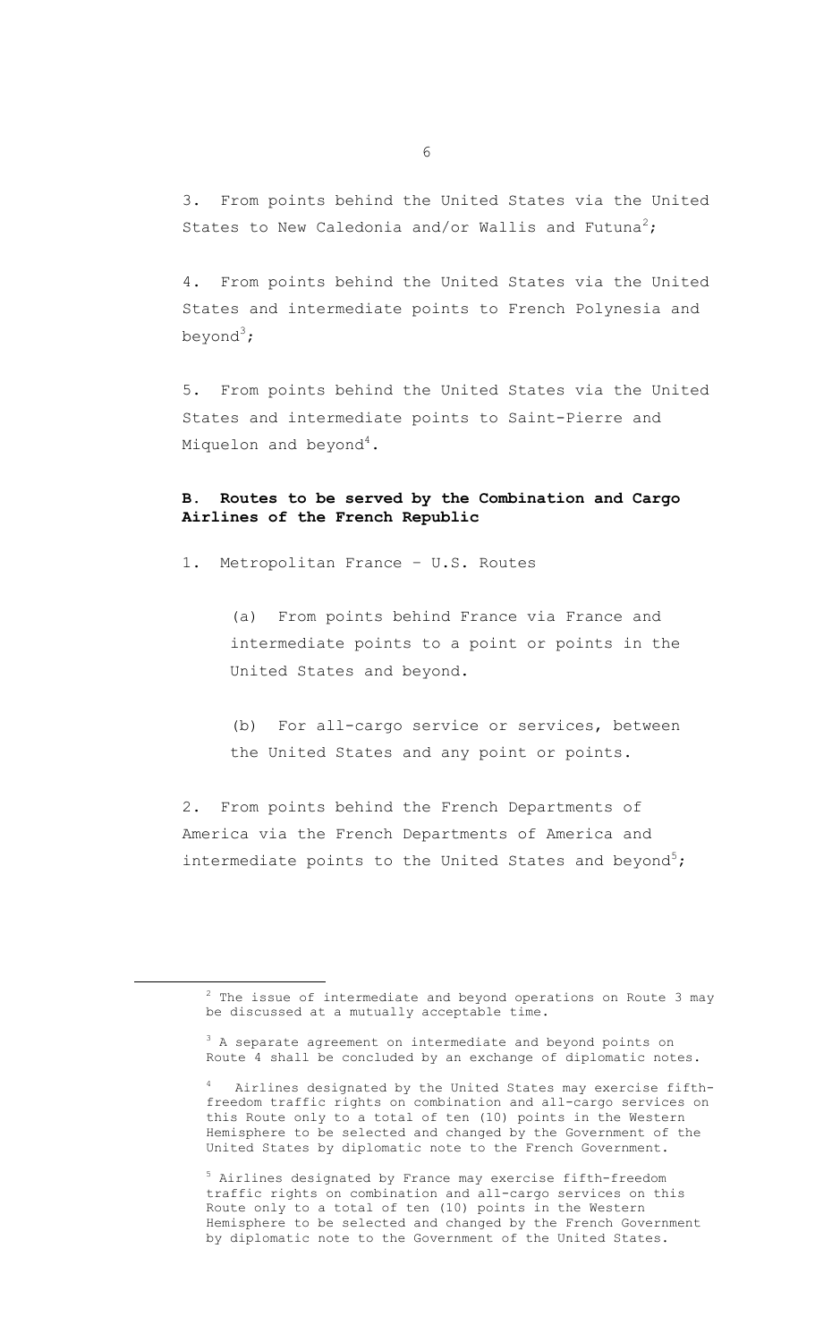3. From points behind the United States via the United States to New Caledonia and/or Wallis and Futuna[2];

4. From points behind the United States via the United States and intermediate points to French Polynesia and beyond[3];

5. From points behind the United States via the United States and intermediate points to Saint-Pierre and Miquelon and beyond[4].

**B. Routes to be served by the Combination and Cargo Airlines of the French Republic**

1. Metropolitan France – U.S. Routes

   (a) From points behind France via France and intermediate points to a point or points in the United States and beyond.

   (b) For all-cargo service or services, between the United States and any point or points.

2. From points behind the French Departments of America via the French Departments of America and intermediate points to the United States and beyond[5];

---

[2] The issue of intermediate and beyond operations on Route 3 may be discussed at a mutually acceptable time.

[3] A separate agreement on intermediate and beyond points on Route 4 shall be concluded by an exchange of diplomatic notes.

[4] Airlines designated by the United States may exercise fifth-freedom traffic rights on combination and all-cargo services on this Route only to a total of ten (10) points in the Western Hemisphere to be selected and changed by the Government of the United States by diplomatic note to the French Government.

[5] Airlines designated by France may exercise fifth-freedom traffic rights on combination and all-cargo services on this Route only to a total of ten (10) points in the Western Hemisphere to be selected and changed by the French Government by diplomatic note to the Government of the United States.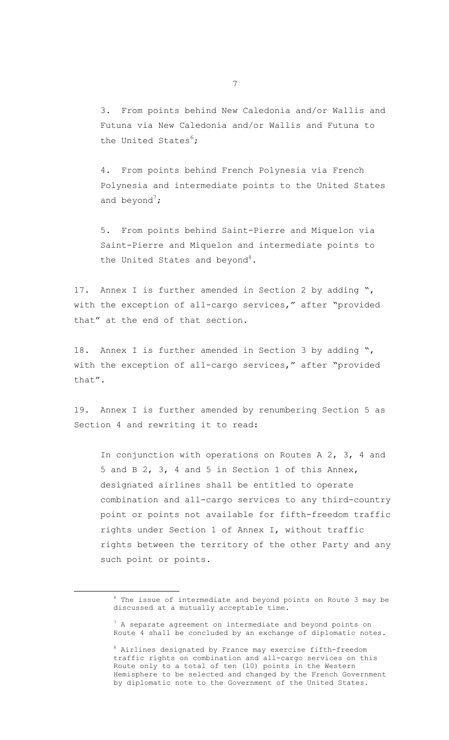3. From points behind New Caledonia and/or Wallis and Futuna via New Caledonia and/or Wallis and Futuna to the United States[6];

4. From points behind French Polynesia via French Polynesia and intermediate points to the United States and beyond[7];

5. From points behind Saint-Pierre and Miquelon via Saint-Pierre and Miquelon and intermediate points to the United States and beyond[8].

17. Annex I is further amended in Section 2 by adding ", with the exception of all-cargo services," after "provided that" at the end of that section.

18. Annex I is further amended in Section 3 by adding ", with the exception of all-cargo services," after "provided that".

19. Annex I is further amended by renumbering Section 5 as Section 4 and rewriting it to read:

> In conjunction with operations on Routes A 2, 3, 4 and 5 and B 2, 3, 4 and 5 in Section 1 of this Annex, designated airlines shall be entitled to operate combination and all-cargo services to any third-country point or points not available for fifth-freedom traffic rights under Section 1 of Annex I, without traffic rights between the territory of the other Party and any such point or points.

---

[6] The issue of intermediate and beyond points on Route 3 may be discussed at a mutually acceptable time.

[7] A separate agreement on intermediate and beyond points on Route 4 shall be concluded by an exchange of diplomatic notes.

[8] Airlines designated by France may exercise fifth-freedom traffic rights on combination and all-cargo services on this Route only to a total of ten (10) points in the Western Hemisphere to be selected and changed by the French Government by diplomatic note to the Government of the United States.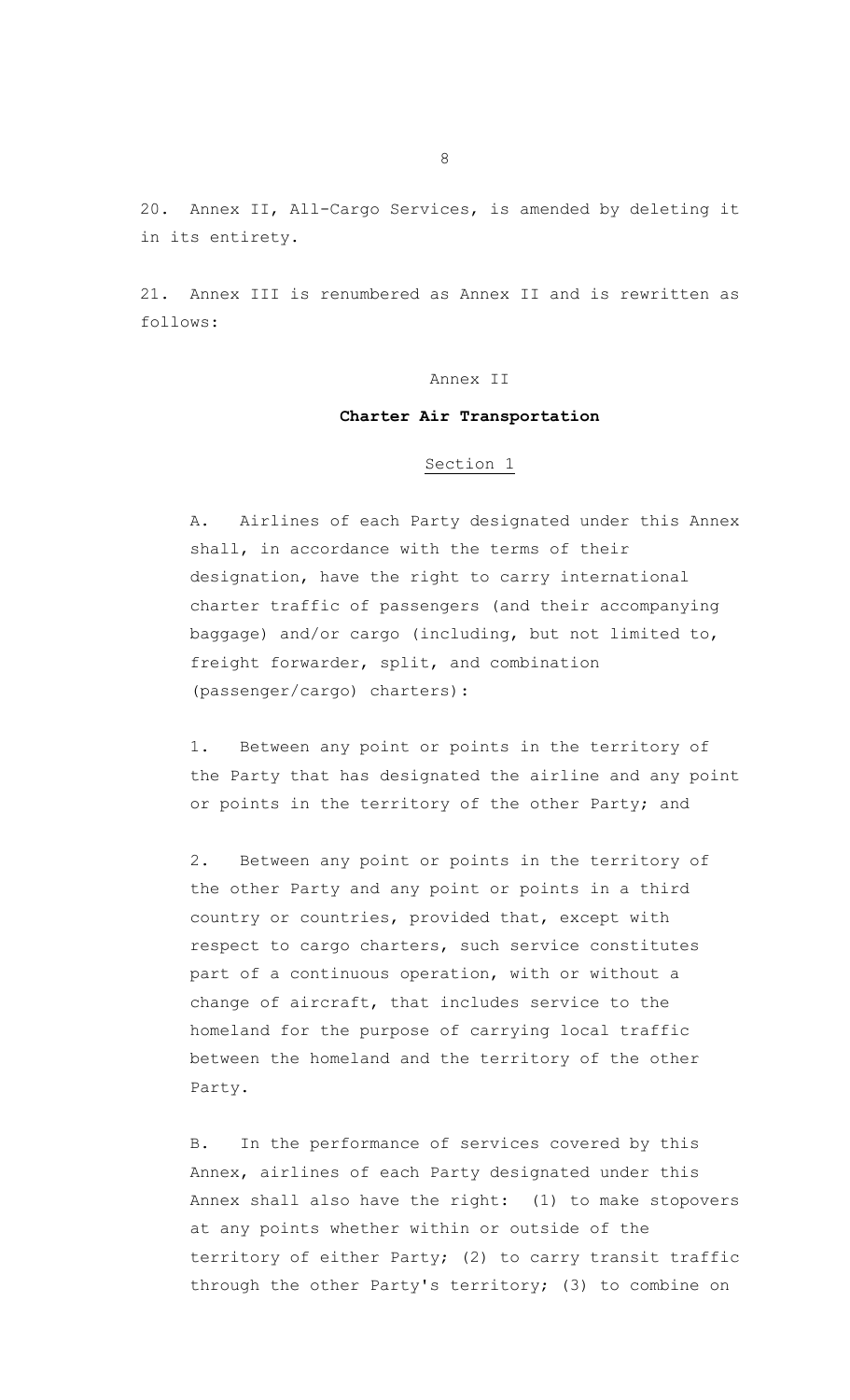20. Annex II, All-Cargo Services, is amended by deleting it in its entirety.

21. Annex III is renumbered as Annex II and is rewritten as follows:

Annex II

**Charter Air Transportation**

Section 1

A. Airlines of each Party designated under this Annex shall, in accordance with the terms of their designation, have the right to carry international charter traffic of passengers (and their accompanying baggage) and/or cargo (including, but not limited to, freight forwarder, split, and combination (passenger/cargo) charters):

1. Between any point or points in the territory of the Party that has designated the airline and any point or points in the territory of the other Party; and

2. Between any point or points in the territory of the other Party and any point or points in a third country or countries, provided that, except with respect to cargo charters, such service constitutes part of a continuous operation, with or without a change of aircraft, that includes service to the homeland for the purpose of carrying local traffic between the homeland and the territory of the other Party.

B. In the performance of services covered by this Annex, airlines of each Party designated under this Annex shall also have the right: (1) to make stopovers at any points whether within or outside of the territory of either Party; (2) to carry transit traffic through the other Party's territory; (3) to combine on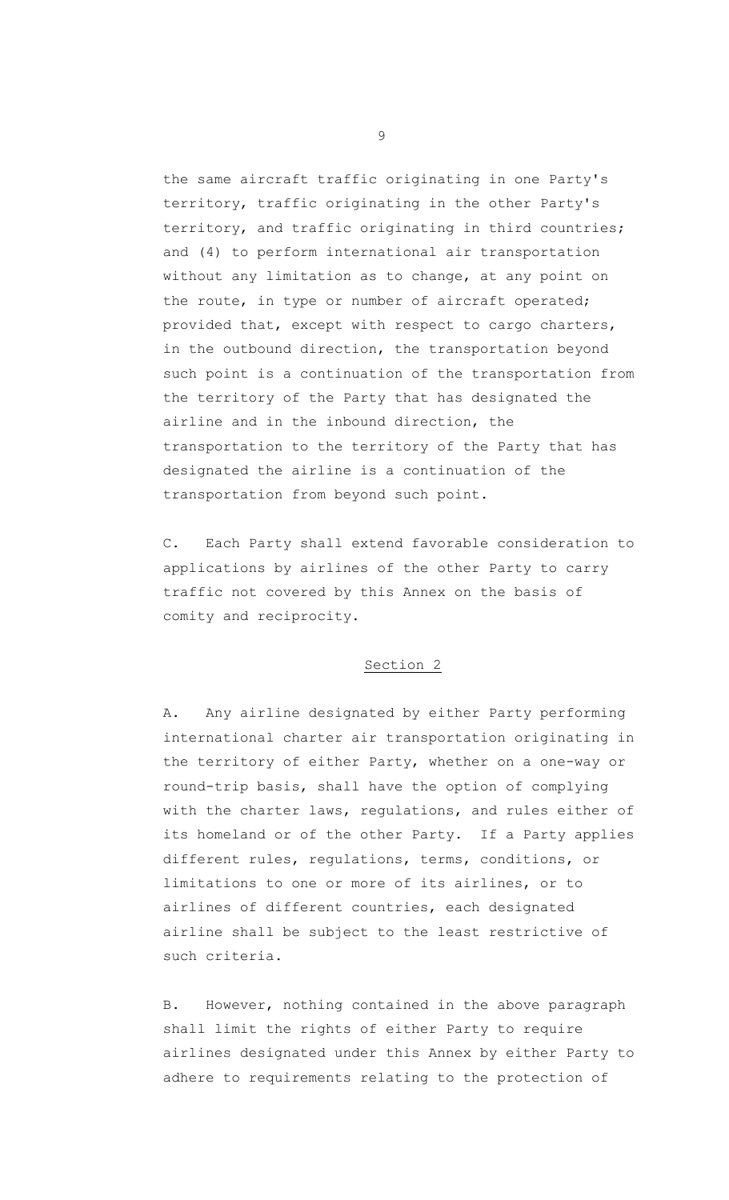the same aircraft traffic originating in one Party's territory, traffic originating in the other Party's territory, and traffic originating in third countries; and (4) to perform international air transportation without any limitation as to change, at any point on the route, in type or number of aircraft operated; provided that, except with respect to cargo charters, in the outbound direction, the transportation beyond such point is a continuation of the transportation from the territory of the Party that has designated the airline and in the inbound direction, the transportation to the territory of the Party that has designated the airline is a continuation of the transportation from beyond such point.

C. Each Party shall extend favorable consideration to applications by airlines of the other Party to carry traffic not covered by this Annex on the basis of comity and reciprocity.

## Section 2

A. Any airline designated by either Party performing international charter air transportation originating in the territory of either Party, whether on a one-way or round-trip basis, shall have the option of complying with the charter laws, regulations, and rules either of its homeland or of the other Party. If a Party applies different rules, regulations, terms, conditions, or limitations to one or more of its airlines, or to airlines of different countries, each designated airline shall be subject to the least restrictive of such criteria.

B. However, nothing contained in the above paragraph shall limit the rights of either Party to require airlines designated under this Annex by either Party to adhere to requirements relating to the protection of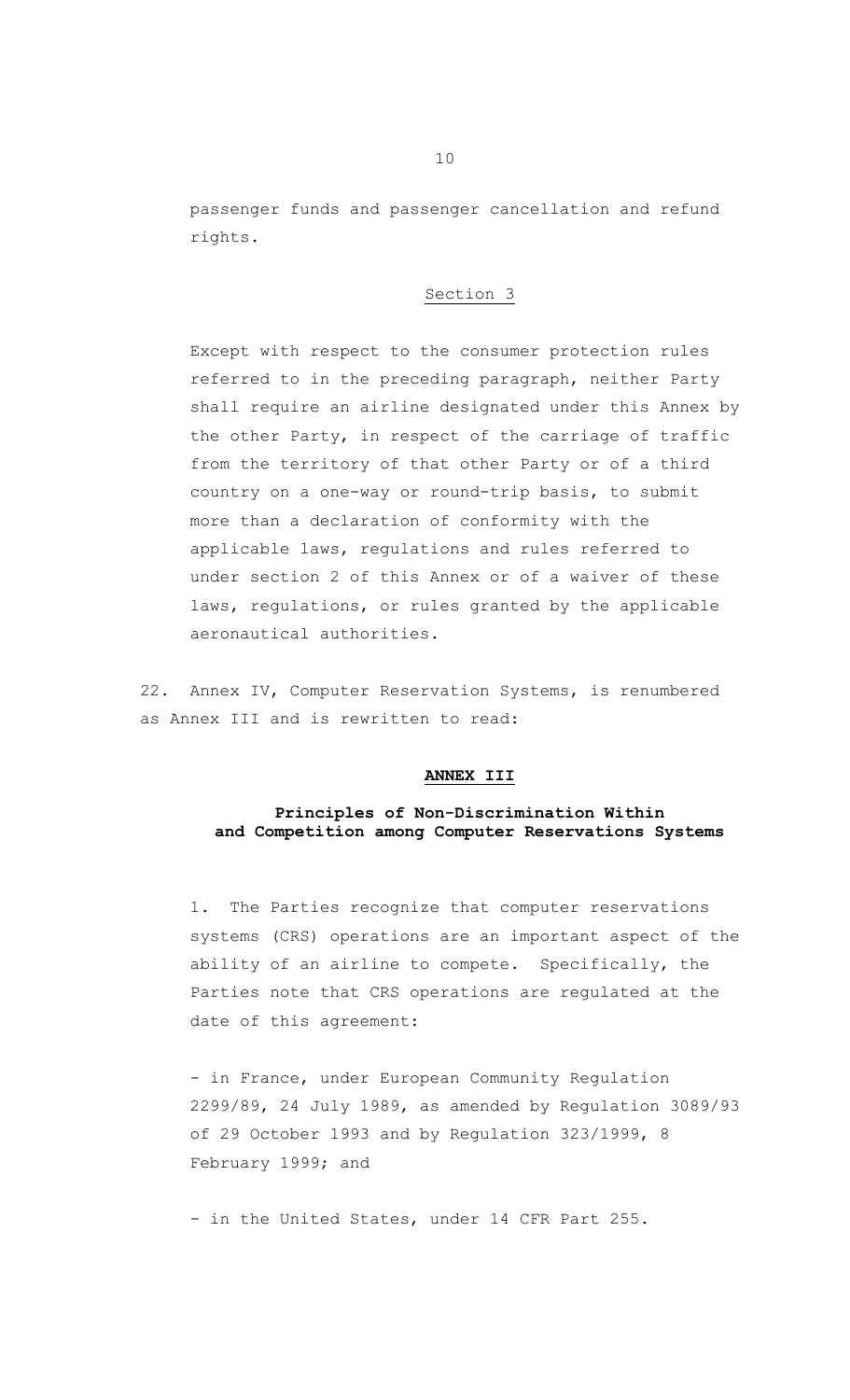passenger funds and passenger cancellation and refund rights.

## Section 3

Except with respect to the consumer protection rules referred to in the preceding paragraph, neither Party shall require an airline designated under this Annex by the other Party, in respect of the carriage of traffic from the territory of that other Party or of a third country on a one-way or round-trip basis, to submit more than a declaration of conformity with the applicable laws, regulations and rules referred to under section 2 of this Annex or of a waiver of these laws, regulations, or rules granted by the applicable aeronautical authorities.

22. Annex IV, Computer Reservation Systems, is renumbered as Annex III and is rewritten to read:

# ANNEX III

## Principles of Non-Discrimination Within and Competition among Computer Reservations Systems

1. The Parties recognize that computer reservations systems (CRS) operations are an important aspect of the ability of an airline to compete. Specifically, the Parties note that CRS operations are regulated at the date of this agreement:

- in France, under European Community Regulation 2299/89, 24 July 1989, as amended by Regulation 3089/93 of 29 October 1993 and by Regulation 323/1999, 8 February 1999; and

- in the United States, under 14 CFR Part 255.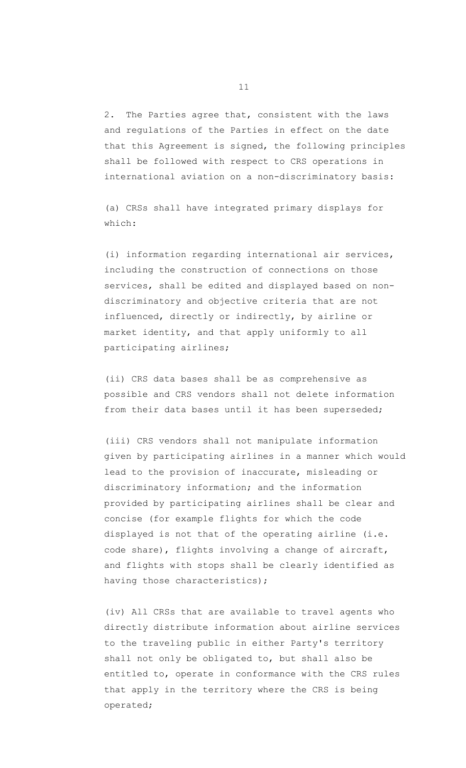2. The Parties agree that, consistent with the laws and regulations of the Parties in effect on the date that this Agreement is signed, the following principles shall be followed with respect to CRS operations in international aviation on a non-discriminatory basis:

(a) CRSs shall have integrated primary displays for which:

(i) information regarding international air services, including the construction of connections on those services, shall be edited and displayed based on non-discriminatory and objective criteria that are not influenced, directly or indirectly, by airline or market identity, and that apply uniformly to all participating airlines;

(ii) CRS data bases shall be as comprehensive as possible and CRS vendors shall not delete information from their data bases until it has been superseded;

(iii) CRS vendors shall not manipulate information given by participating airlines in a manner which would lead to the provision of inaccurate, misleading or discriminatory information; and the information provided by participating airlines shall be clear and concise (for example flights for which the code displayed is not that of the operating airline (i.e. code share), flights involving a change of aircraft, and flights with stops shall be clearly identified as having those characteristics);

(iv) All CRSs that are available to travel agents who directly distribute information about airline services to the traveling public in either Party's territory shall not only be obligated to, but shall also be entitled to, operate in conformance with the CRS rules that apply in the territory where the CRS is being operated;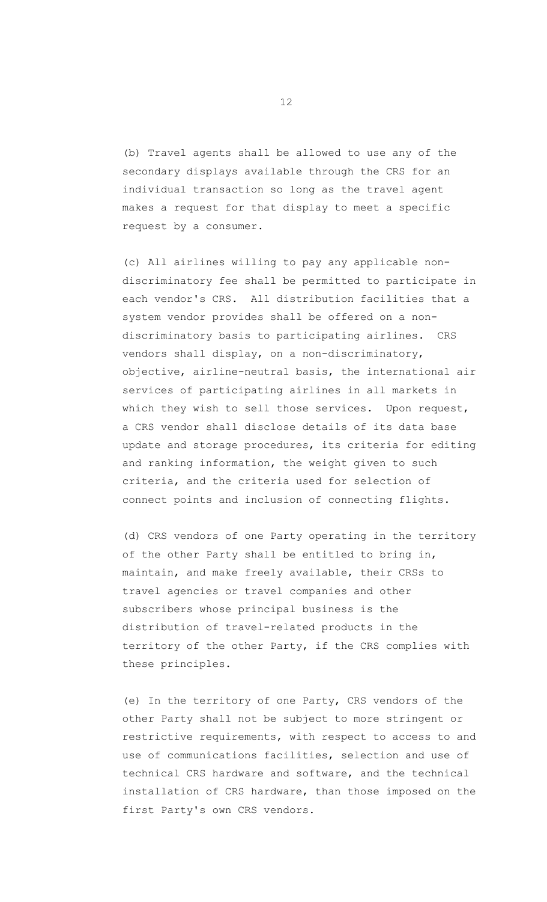(b) Travel agents shall be allowed to use any of the secondary displays available through the CRS for an individual transaction so long as the travel agent makes a request for that display to meet a specific request by a consumer.

(c) All airlines willing to pay any applicable non-discriminatory fee shall be permitted to participate in each vendor's CRS. All distribution facilities that a system vendor provides shall be offered on a non-discriminatory basis to participating airlines. CRS vendors shall display, on a non-discriminatory, objective, airline-neutral basis, the international air services of participating airlines in all markets in which they wish to sell those services. Upon request, a CRS vendor shall disclose details of its data base update and storage procedures, its criteria for editing and ranking information, the weight given to such criteria, and the criteria used for selection of connect points and inclusion of connecting flights.

(d) CRS vendors of one Party operating in the territory of the other Party shall be entitled to bring in, maintain, and make freely available, their CRSs to travel agencies or travel companies and other subscribers whose principal business is the distribution of travel-related products in the territory of the other Party, if the CRS complies with these principles.

(e) In the territory of one Party, CRS vendors of the other Party shall not be subject to more stringent or restrictive requirements, with respect to access to and use of communications facilities, selection and use of technical CRS hardware and software, and the technical installation of CRS hardware, than those imposed on the first Party's own CRS vendors.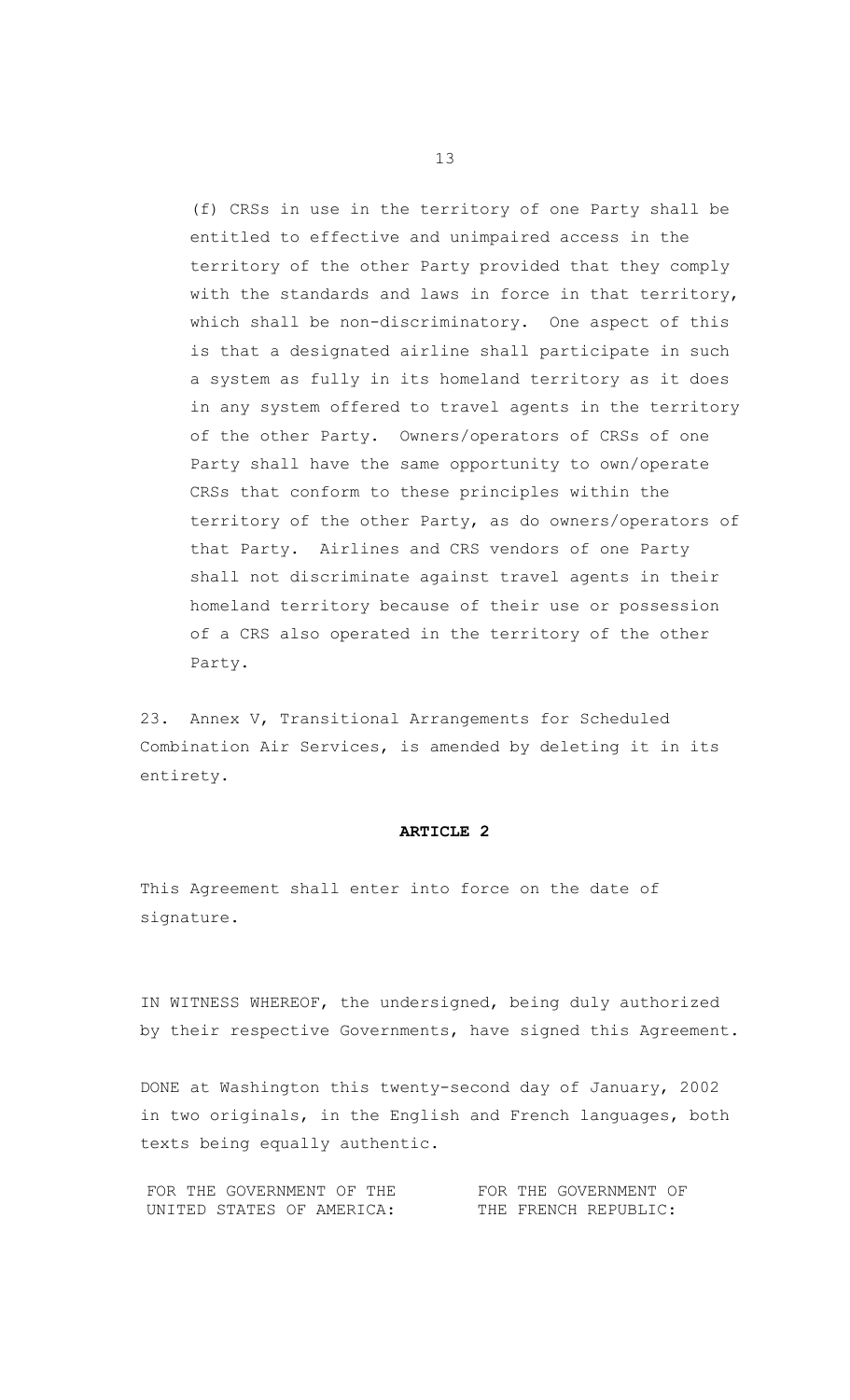(f) CRSs in use in the territory of one Party shall be entitled to effective and unimpaired access in the territory of the other Party provided that they comply with the standards and laws in force in that territory, which shall be non-discriminatory. One aspect of this is that a designated airline shall participate in such a system as fully in its homeland territory as it does in any system offered to travel agents in the territory of the other Party. Owners/operators of CRSs of one Party shall have the same opportunity to own/operate CRSs that conform to these principles within the territory of the other Party, as do owners/operators of that Party. Airlines and CRS vendors of one Party shall not discriminate against travel agents in their homeland territory because of their use or possession of a CRS also operated in the territory of the other Party.

23. Annex V, Transitional Arrangements for Scheduled Combination Air Services, is amended by deleting it in its entirety.

**ARTICLE 2**

This Agreement shall enter into force on the date of signature.

IN WITNESS WHEREOF, the undersigned, being duly authorized by their respective Governments, have signed this Agreement.

DONE at Washington this twenty-second day of January, 2002 in two originals, in the English and French languages, both texts being equally authentic.

| | |
|---|---|
| FOR THE GOVERNMENT OF THE UNITED STATES OF AMERICA: | FOR THE GOVERNMENT OF THE FRENCH REPUBLIC: |